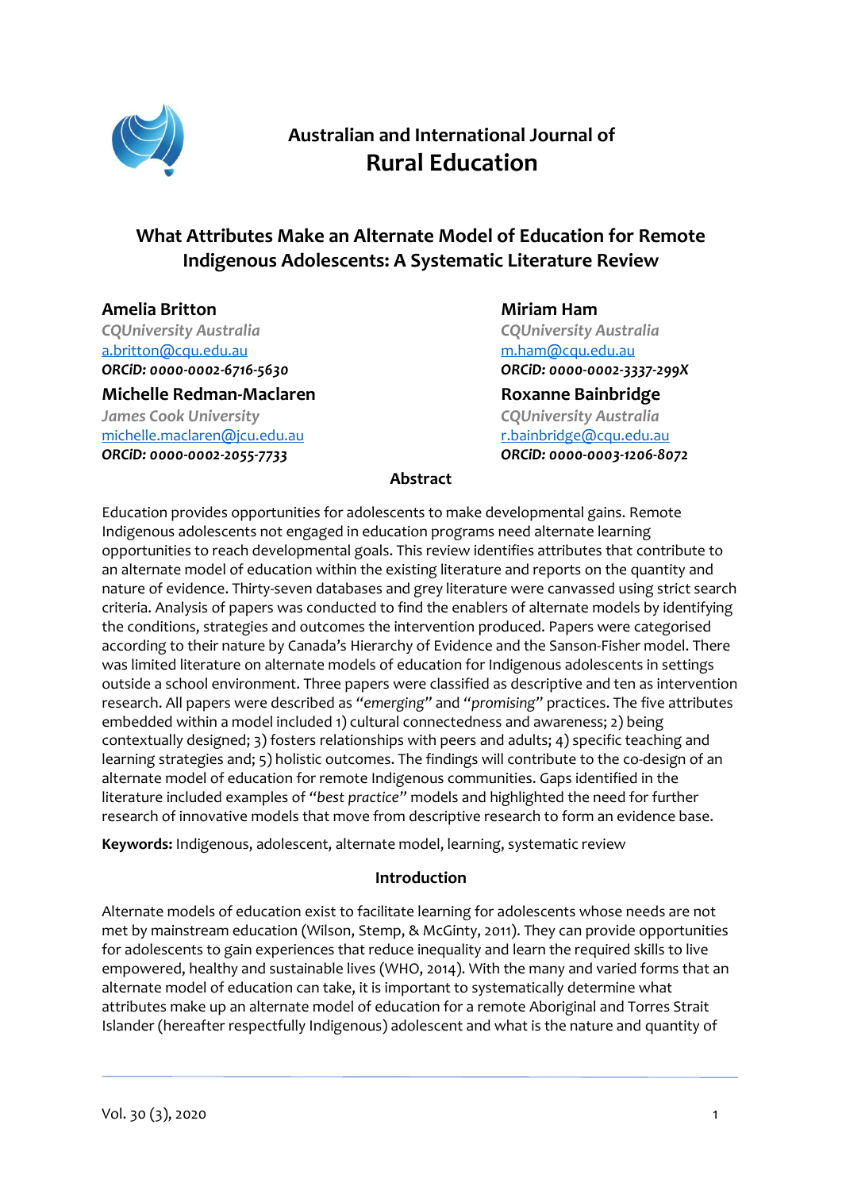Australian and International Journal of
Rural Education

# What Attributes Make an Alternate Model of Education for Remote Indigenous Adolescents: A Systematic Literature Review

**Amelia Britton**
*CQUniversity Australia*
a.britton@cqu.edu.au
***ORCiD: 0000-0002-6716-5630***

**Miriam Ham**
*CQUniversity Australia*
m.ham@cqu.edu.au
***ORCiD: 0000-0002-3337-299X***

**Michelle Redman-Maclaren**
*James Cook University*
michelle.maclaren@jcu.edu.au
***ORCiD: 0000-0002-2055-7733***

**Roxanne Bainbridge**
*CQUniversity Australia*
r.bainbridge@cqu.edu.au
***ORCiD: 0000-0003-1206-8072***

## Abstract

Education provides opportunities for adolescents to make developmental gains. Remote Indigenous adolescents not engaged in education programs need alternate learning opportunities to reach developmental goals. This review identifies attributes that contribute to an alternate model of education within the existing literature and reports on the quantity and nature of evidence. Thirty-seven databases and grey literature were canvassed using strict search criteria. Analysis of papers was conducted to find the enablers of alternate models by identifying the conditions, strategies and outcomes the intervention produced. Papers were categorised according to their nature by Canada's Hierarchy of Evidence and the Sanson-Fisher model. There was limited literature on alternate models of education for Indigenous adolescents in settings outside a school environment. Three papers were classified as descriptive and ten as intervention research. All papers were described as "*emerging*" and "*promising*" practices. The five attributes embedded within a model included 1) cultural connectedness and awareness; 2) being contextually designed; 3) fosters relationships with peers and adults; 4) specific teaching and learning strategies and; 5) holistic outcomes. The findings will contribute to the co-design of an alternate model of education for remote Indigenous communities. Gaps identified in the literature included examples of "*best practice*" models and highlighted the need for further research of innovative models that move from descriptive research to form an evidence base.

**Keywords:** Indigenous, adolescent, alternate model, learning, systematic review

## Introduction

Alternate models of education exist to facilitate learning for adolescents whose needs are not met by mainstream education (Wilson, Stemp, & McGinty, 2011). They can provide opportunities for adolescents to gain experiences that reduce inequality and learn the required skills to live empowered, healthy and sustainable lives (WHO, 2014). With the many and varied forms that an alternate model of education can take, it is important to systematically determine what attributes make up an alternate model of education for a remote Aboriginal and Torres Strait Islander (hereafter respectfully Indigenous) adolescent and what is the nature and quantity of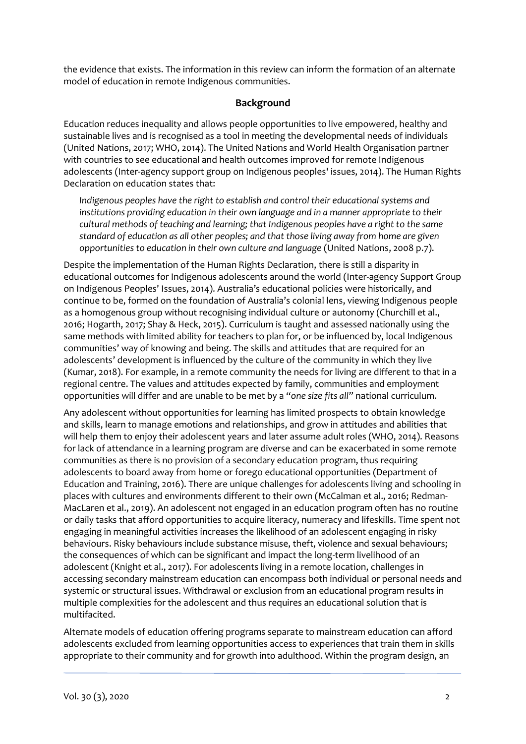the evidence that exists. The information in this review can inform the formation of an alternate model of education in remote Indigenous communities.

## Background

Education reduces inequality and allows people opportunities to live empowered, healthy and sustainable lives and is recognised as a tool in meeting the developmental needs of individuals (United Nations, 2017; WHO, 2014). The United Nations and World Health Organisation partner with countries to see educational and health outcomes improved for remote Indigenous adolescents (Inter-agency support group on Indigenous peoples' issues, 2014). The Human Rights Declaration on education states that:

> *Indigenous peoples have the right to establish and control their educational systems and institutions providing education in their own language and in a manner appropriate to their cultural methods of teaching and learning; that Indigenous peoples have a right to the same standard of education as all other peoples; and that those living away from home are given opportunities to education in their own culture and language* (United Nations, 2008 p.7).

Despite the implementation of the Human Rights Declaration, there is still a disparity in educational outcomes for Indigenous adolescents around the world (Inter-agency Support Group on Indigenous Peoples' Issues, 2014). Australia's educational policies were historically, and continue to be, formed on the foundation of Australia's colonial lens, viewing Indigenous people as a homogenous group without recognising individual culture or autonomy (Churchill et al., 2016; Hogarth, 2017; Shay & Heck, 2015). Curriculum is taught and assessed nationally using the same methods with limited ability for teachers to plan for, or be influenced by, local Indigenous communities' way of knowing and being. The skills and attitudes that are required for an adolescents' development is influenced by the culture of the community in which they live (Kumar, 2018). For example, in a remote community the needs for living are different to that in a regional centre. The values and attitudes expected by family, communities and employment opportunities will differ and are unable to be met by a *"one size fits all"* national curriculum.

Any adolescent without opportunities for learning has limited prospects to obtain knowledge and skills, learn to manage emotions and relationships, and grow in attitudes and abilities that will help them to enjoy their adolescent years and later assume adult roles (WHO, 2014). Reasons for lack of attendance in a learning program are diverse and can be exacerbated in some remote communities as there is no provision of a secondary education program, thus requiring adolescents to board away from home or forego educational opportunities (Department of Education and Training, 2016). There are unique challenges for adolescents living and schooling in places with cultures and environments different to their own (McCalman et al., 2016; Redman-MacLaren et al., 2019). An adolescent not engaged in an education program often has no routine or daily tasks that afford opportunities to acquire literacy, numeracy and lifeskills. Time spent not engaging in meaningful activities increases the likelihood of an adolescent engaging in risky behaviours. Risky behaviours include substance misuse, theft, violence and sexual behaviours; the consequences of which can be significant and impact the long-term livelihood of an adolescent (Knight et al., 2017). For adolescents living in a remote location, challenges in accessing secondary mainstream education can encompass both individual or personal needs and systemic or structural issues. Withdrawal or exclusion from an educational program results in multiple complexities for the adolescent and thus requires an educational solution that is multifacited.

Alternate models of education offering programs separate to mainstream education can afford adolescents excluded from learning opportunities access to experiences that train them in skills appropriate to their community and for growth into adulthood. Within the program design, an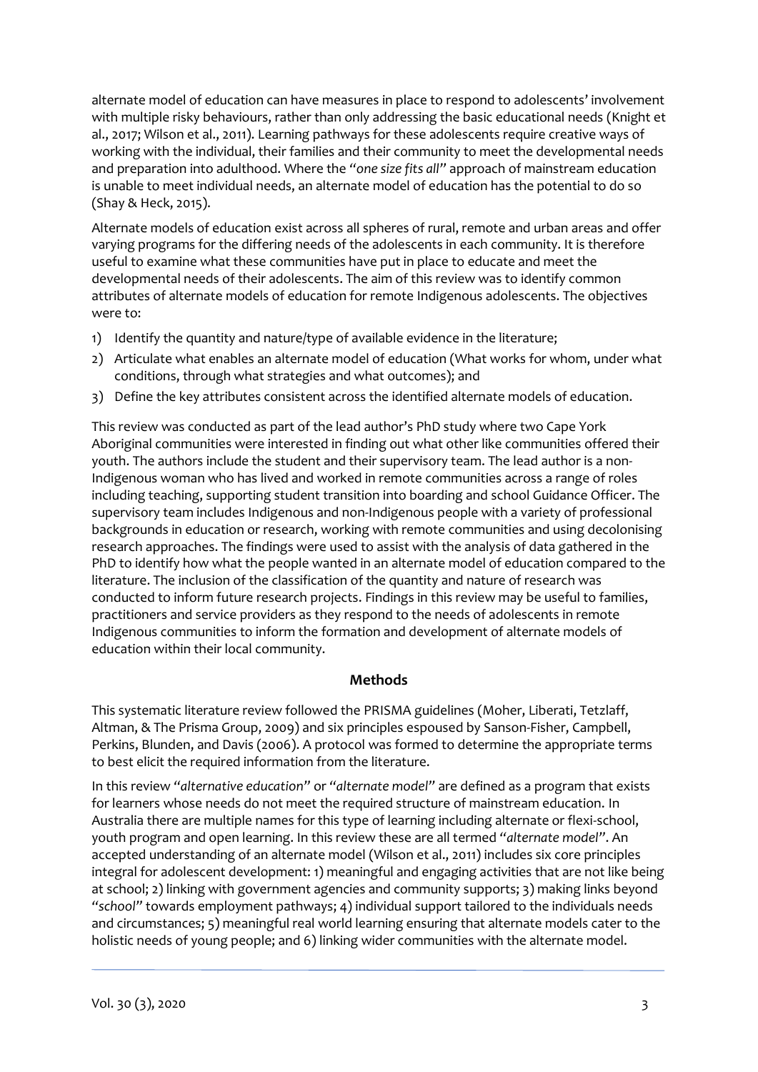alternate model of education can have measures in place to respond to adolescents' involvement with multiple risky behaviours, rather than only addressing the basic educational needs (Knight et al., 2017; Wilson et al., 2011). Learning pathways for these adolescents require creative ways of working with the individual, their families and their community to meet the developmental needs and preparation into adulthood. Where the *"one size fits all"* approach of mainstream education is unable to meet individual needs, an alternate model of education has the potential to do so (Shay & Heck, 2015).

Alternate models of education exist across all spheres of rural, remote and urban areas and offer varying programs for the differing needs of the adolescents in each community. It is therefore useful to examine what these communities have put in place to educate and meet the developmental needs of their adolescents. The aim of this review was to identify common attributes of alternate models of education for remote Indigenous adolescents. The objectives were to:

1) Identify the quantity and nature/type of available evidence in the literature;
2) Articulate what enables an alternate model of education (What works for whom, under what conditions, through what strategies and what outcomes); and
3) Define the key attributes consistent across the identified alternate models of education.

This review was conducted as part of the lead author's PhD study where two Cape York Aboriginal communities were interested in finding out what other like communities offered their youth. The authors include the student and their supervisory team. The lead author is a non-Indigenous woman who has lived and worked in remote communities across a range of roles including teaching, supporting student transition into boarding and school Guidance Officer. The supervisory team includes Indigenous and non-Indigenous people with a variety of professional backgrounds in education or research, working with remote communities and using decolonising research approaches. The findings were used to assist with the analysis of data gathered in the PhD to identify how what the people wanted in an alternate model of education compared to the literature. The inclusion of the classification of the quantity and nature of research was conducted to inform future research projects. Findings in this review may be useful to families, practitioners and service providers as they respond to the needs of adolescents in remote Indigenous communities to inform the formation and development of alternate models of education within their local community.

## Methods

This systematic literature review followed the PRISMA guidelines (Moher, Liberati, Tetzlaff, Altman, & The Prisma Group, 2009) and six principles espoused by Sanson-Fisher, Campbell, Perkins, Blunden, and Davis (2006). A protocol was formed to determine the appropriate terms to best elicit the required information from the literature.

In this review *"alternative education"* or *"alternate model"* are defined as a program that exists for learners whose needs do not meet the required structure of mainstream education. In Australia there are multiple names for this type of learning including alternate or flexi-school, youth program and open learning. In this review these are all termed *"alternate model"*. An accepted understanding of an alternate model (Wilson et al., 2011) includes six core principles integral for adolescent development: 1) meaningful and engaging activities that are not like being at school; 2) linking with government agencies and community supports; 3) making links beyond *"school"* towards employment pathways; 4) individual support tailored to the individuals needs and circumstances; 5) meaningful real world learning ensuring that alternate models cater to the holistic needs of young people; and 6) linking wider communities with the alternate model.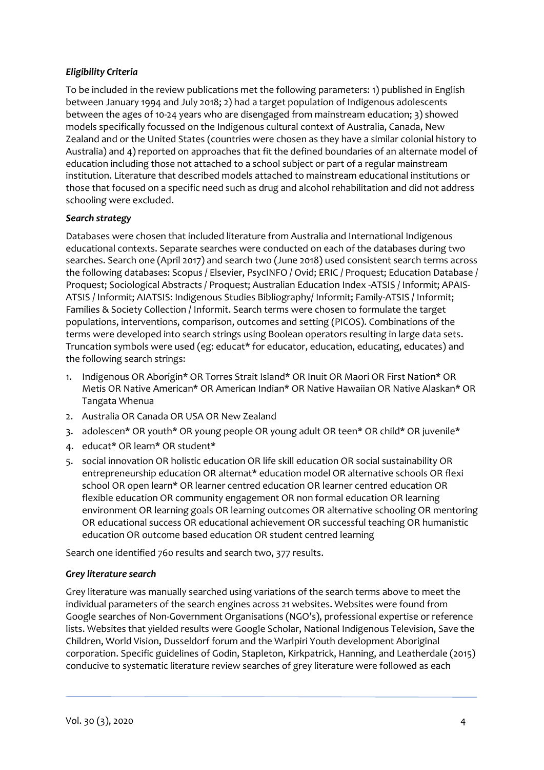### *Eligibility Criteria*

To be included in the review publications met the following parameters: 1) published in English between January 1994 and July 2018; 2) had a target population of Indigenous adolescents between the ages of 10-24 years who are disengaged from mainstream education; 3) showed models specifically focussed on the Indigenous cultural context of Australia, Canada, New Zealand and or the United States (countries were chosen as they have a similar colonial history to Australia) and 4) reported on approaches that fit the defined boundaries of an alternate model of education including those not attached to a school subject or part of a regular mainstream institution. Literature that described models attached to mainstream educational institutions or those that focused on a specific need such as drug and alcohol rehabilitation and did not address schooling were excluded.

### *Search strategy*

Databases were chosen that included literature from Australia and International Indigenous educational contexts. Separate searches were conducted on each of the databases during two searches. Search one (April 2017) and search two (June 2018) used consistent search terms across the following databases: Scopus / Elsevier, PsycINFO / Ovid; ERIC / Proquest; Education Database / Proquest; Sociological Abstracts / Proquest; Australian Education Index -ATSIS / Informit; APAIS-ATSIS / Informit; AIATSIS: Indigenous Studies Bibliography/ Informit; Family-ATSIS / Informit; Families & Society Collection / Informit. Search terms were chosen to formulate the target populations, interventions, comparison, outcomes and setting (PICOS). Combinations of the terms were developed into search strings using Boolean operators resulting in large data sets. Truncation symbols were used (eg: educat* for educator, education, educating, educates) and the following search strings:

1. Indigenous OR Aborigin* OR Torres Strait Island* OR Inuit OR Maori OR First Nation* OR Metis OR Native American* OR American Indian* OR Native Hawaiian OR Native Alaskan* OR Tangata Whenua
2. Australia OR Canada OR USA OR New Zealand
3. adolescen* OR youth* OR young people OR young adult OR teen* OR child* OR juvenile*
4. educat* OR learn* OR student*
5. social innovation OR holistic education OR life skill education OR social sustainability OR entrepreneurship education OR alternat* education model OR alternative schools OR flexi school OR open learn* OR learner centred education OR learner centred education OR flexible education OR community engagement OR non formal education OR learning environment OR learning goals OR learning outcomes OR alternative schooling OR mentoring OR educational success OR educational achievement OR successful teaching OR humanistic education OR outcome based education OR student centred learning

Search one identified 760 results and search two, 377 results.

### *Grey literature search*

Grey literature was manually searched using variations of the search terms above to meet the individual parameters of the search engines across 21 websites. Websites were found from Google searches of Non-Government Organisations (NGO's), professional expertise or reference lists. Websites that yielded results were Google Scholar, National Indigenous Television, Save the Children, World Vision, Dusseldorf forum and the Warlpiri Youth development Aboriginal corporation. Specific guidelines of Godin, Stapleton, Kirkpatrick, Hanning, and Leatherdale (2015) conducive to systematic literature review searches of grey literature were followed as each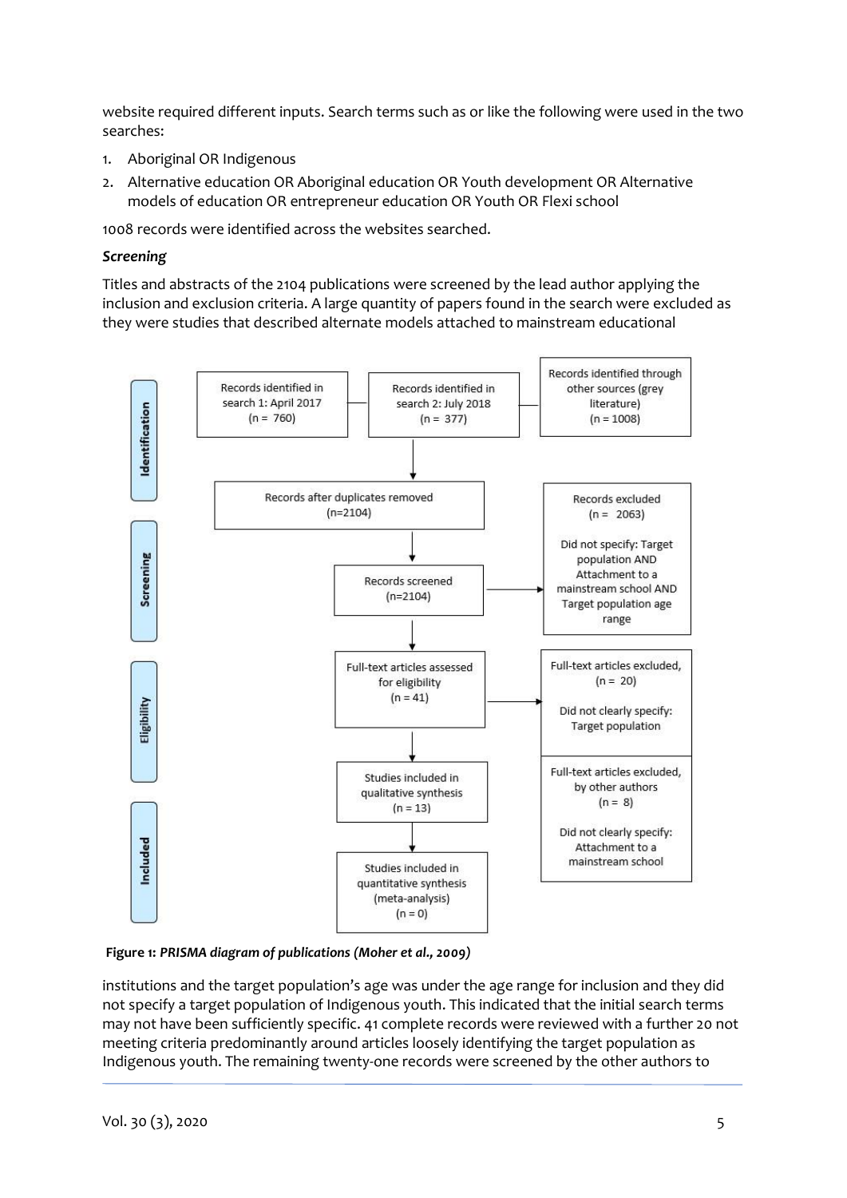website required different inputs. Search terms such as or like the following were used in the two searches:

1. Aboriginal OR Indigenous
2. Alternative education OR Aboriginal education OR Youth development OR Alternative models of education OR entrepreneur education OR Youth OR Flexi school

1008 records were identified across the websites searched.

### *Screening*

Titles and abstracts of the 2104 publications were screened by the lead author applying the inclusion and exclusion criteria. A large quantity of papers found in the search were excluded as they were studies that described alternate models attached to mainstream educational

**Identification**

- Records identified in search 1: April 2017 (n = 760)
- Records identified in search 2: July 2018 (n = 377)
- Records identified through other sources (grey literature) (n = 1008)
- Records after duplicates removed (n=2104)

**Screening**

- Records screened (n=2104)
- Records excluded (n = 2063). Did not specify: Target population AND Attachment to a mainstream school AND Target population age range

**Eligibility**

- Full-text articles assessed for eligibility (n = 41)
- Full-text articles excluded, (n = 20). Did not clearly specify: Target population
- Full-text articles excluded, by other authors (n = 8). Did not clearly specify: Attachment to a mainstream school

**Included**

- Studies included in qualitative synthesis (n = 13)
- Studies included in quantitative synthesis (meta-analysis) (n = 0)

**Figure 1:** *PRISMA diagram of publications (Moher et al., 2009)*

institutions and the target population's age was under the age range for inclusion and they did not specify a target population of Indigenous youth. This indicated that the initial search terms may not have been sufficiently specific. 41 complete records were reviewed with a further 20 not meeting criteria predominantly around articles loosely identifying the target population as Indigenous youth. The remaining twenty-one records were screened by the other authors to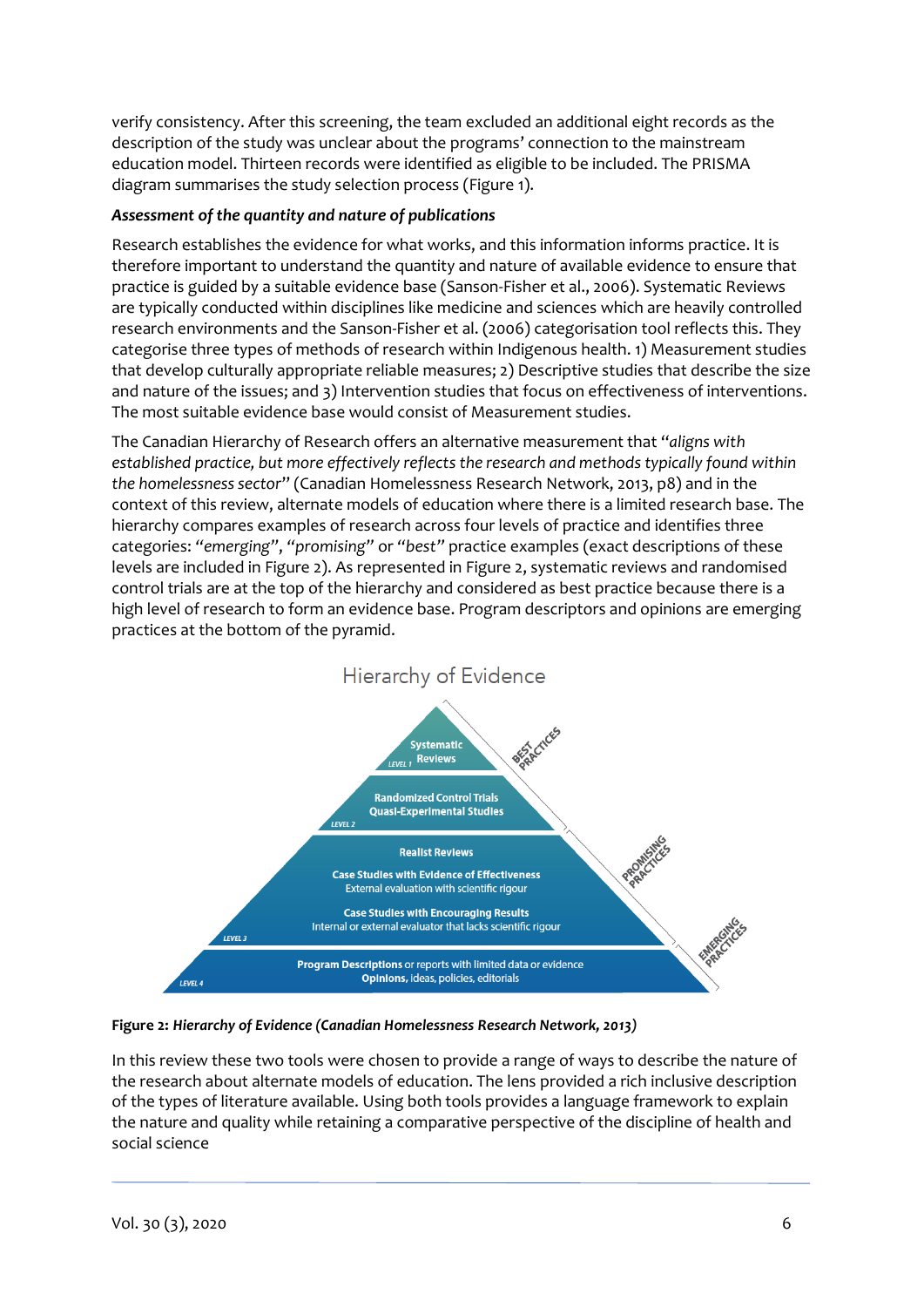verify consistency. After this screening, the team excluded an additional eight records as the description of the study was unclear about the programs' connection to the mainstream education model. Thirteen records were identified as eligible to be included. The PRISMA diagram summarises the study selection process (Figure 1).

***Assessment of the quantity and nature of publications***

Research establishes the evidence for what works, and this information informs practice. It is therefore important to understand the quantity and nature of available evidence to ensure that practice is guided by a suitable evidence base (Sanson-Fisher et al., 2006). Systematic Reviews are typically conducted within disciplines like medicine and sciences which are heavily controlled research environments and the Sanson-Fisher et al. (2006) categorisation tool reflects this. They categorise three types of methods of research within Indigenous health. 1) Measurement studies that develop culturally appropriate reliable measures; 2) Descriptive studies that describe the size and nature of the issues; and 3) Intervention studies that focus on effectiveness of interventions. The most suitable evidence base would consist of Measurement studies.

The Canadian Hierarchy of Research offers an alternative measurement that "*aligns with established practice, but more effectively reflects the research and methods typically found within the homelessness sector*" (Canadian Homelessness Research Network, 2013, p8) and in the context of this review, alternate models of education where there is a limited research base. The hierarchy compares examples of research across four levels of practice and identifies three categories: "*emerging*", "*promising*" or "*best*" practice examples (exact descriptions of these levels are included in Figure 2). As represented in Figure 2, systematic reviews and randomised control trials are at the top of the hierarchy and considered as best practice because there is a high level of research to form an evidence base. Program descriptors and opinions are emerging practices at the bottom of the pyramid.

Hierarchy of Evidence

- LEVEL 1: **Systematic Reviews** — BEST PRACTICES
- LEVEL 2: **Randomized Control Trials**, **Quasi-Experimental Studies**
- LEVEL 3: **Realist Reviews**; **Case Studies with Evidence of Effectiveness** (External evaluation with scientific rigour); **Case Studies with Encouraging Results** (Internal or external evaluator that lacks scientific rigour) — PROMISING PRACTICES
- LEVEL 4: **Program Descriptions** or reports with limited data or evidence; **Opinions**, ideas, policies, editorials — EMERGING PRACTICES

**Figure 2:** ***Hierarchy of Evidence (Canadian Homelessness Research Network, 2013)***

In this review these two tools were chosen to provide a range of ways to describe the nature of the research about alternate models of education. The lens provided a rich inclusive description of the types of literature available. Using both tools provides a language framework to explain the nature and quality while retaining a comparative perspective of the discipline of health and social science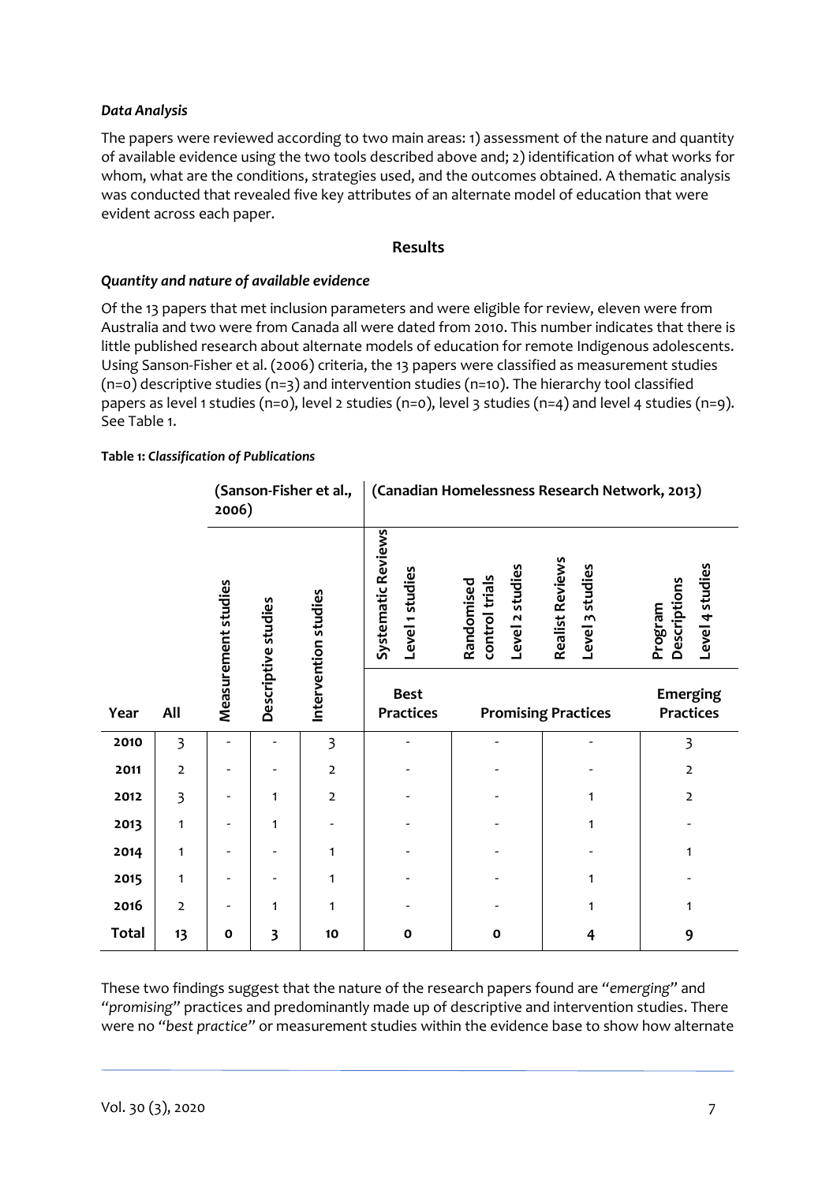### *Data Analysis*

The papers were reviewed according to two main areas: 1) assessment of the nature and quantity of available evidence using the two tools described above and; 2) identification of what works for whom, what are the conditions, strategies used, and the outcomes obtained. A thematic analysis was conducted that revealed five key attributes of an alternate model of education that were evident across each paper.

## Results

### *Quantity and nature of available evidence*

Of the 13 papers that met inclusion parameters and were eligible for review, eleven were from Australia and two were from Canada all were dated from 2010. This number indicates that there is little published research about alternate models of education for remote Indigenous adolescents. Using Sanson-Fisher et al. (2006) criteria, the 13 papers were classified as measurement studies (n=0) descriptive studies (n=3) and intervention studies (n=10). The hierarchy tool classified papers as level 1 studies (n=0), level 2 studies (n=0), level 3 studies (n=4) and level 4 studies (n=9). See Table 1.

**Table 1:** ***Classification of Publications***

| | | (Sanson-Fisher et al., 2006) | | | (Canadian Homelessness Research Network, 2013) | | | |
|---|---|---|---|---|---|---|---|---|
| | | | | | Systematic Reviews Level 1 studies | Randomised control trials Level 2 studies | Realist Reviews Level 3 studies | Program Descriptions Level 4 studies |
| **Year** | **All** | **Measurement studies** | **Descriptive studies** | **Intervention studies** | **Best Practices** | **Promising Practices** | | **Emerging Practices** |
| **2010** | 3 | - | - | 3 | - | - | - | 3 |
| **2011** | 2 | - | - | 2 | - | - | - | 2 |
| **2012** | 3 | - | 1 | 2 | - | - | 1 | 2 |
| **2013** | 1 | - | 1 | - | - | - | 1 | - |
| **2014** | 1 | - | - | 1 | - | - | - | 1 |
| **2015** | 1 | - | - | 1 | - | - | 1 | - |
| **2016** | 2 | - | 1 | 1 | - | - | 1 | 1 |
| **Total** | **13** | **0** | **3** | **10** | **0** | **0** | **4** | **9** |

These two findings suggest that the nature of the research papers found are "*emerging*" and "*promising*" practices and predominantly made up of descriptive and intervention studies. There were no "*best practice*" or measurement studies within the evidence base to show how alternate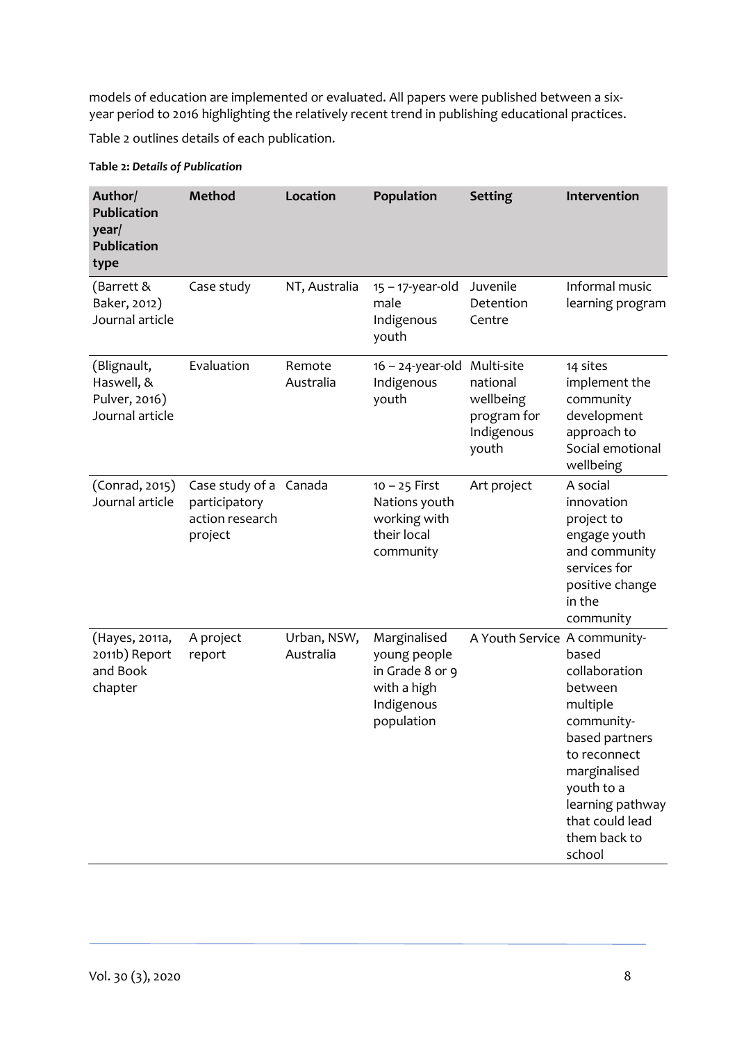models of education are implemented or evaluated. All papers were published between a six-year period to 2016 highlighting the relatively recent trend in publishing educational practices.

Table 2 outlines details of each publication.

**Table 2:** ***Details of Publication***

| Author/ Publication year/ Publication type | Method | Location | Population | Setting | Intervention |
|---|---|---|---|---|---|
| (Barrett & Baker, 2012) Journal article | Case study | NT, Australia | 15 – 17-year-old male Indigenous youth | Juvenile Detention Centre | Informal music learning program |
| (Blignault, Haswell, & Pulver, 2016) Journal article | Evaluation | Remote Australia | 16 – 24-year-old Indigenous youth | Multi-site national wellbeing program for Indigenous youth | 14 sites implement the community development approach to Social emotional wellbeing |
| (Conrad, 2015) Journal article | Case study of a participatory action research project | Canada | 10 – 25 First Nations youth working with their local community | Art project | A social innovation project to engage youth and community services for positive change in the community |
| (Hayes, 2011a, 2011b) Report and Book chapter | A project report | Urban, NSW, Australia | Marginalised young people in Grade 8 or 9 with a high Indigenous population | A Youth Service | A community-based collaboration between multiple community-based partners to reconnect marginalised youth to a learning pathway that could lead them back to school |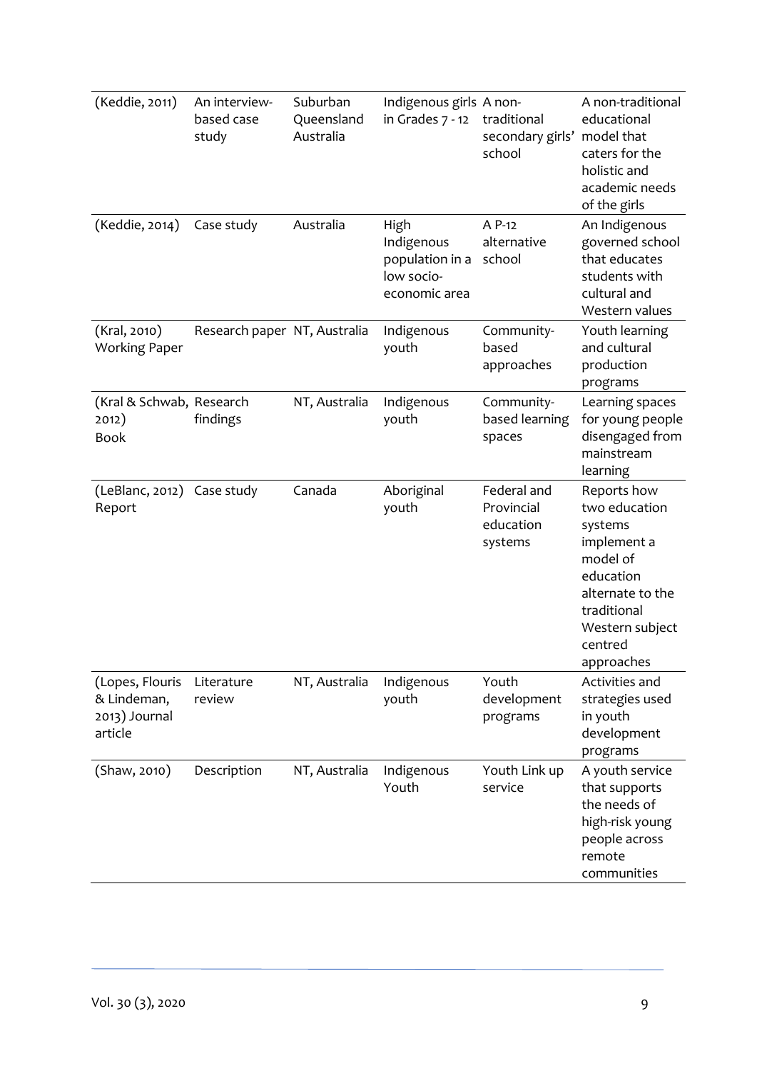| | | | | | |
|---|---|---|---|---|---|
| (Keddie, 2011) | An interview-based case study | Suburban Queensland Australia | Indigenous girls in Grades 7 - 12 | A non-traditional secondary girls' school | A non-traditional educational model that caters for the holistic and academic needs of the girls |
| (Keddie, 2014) | Case study | Australia | High Indigenous population in a low socio-economic area | A P-12 alternative school | An Indigenous governed school that educates students with cultural and Western values |
| (Kral, 2010) Working Paper | Research paper | NT, Australia | Indigenous youth | Community-based approaches | Youth learning and cultural production programs |
| (Kral & Schwab, 2012) Book | Research findings | NT, Australia | Indigenous youth | Community-based learning spaces | Learning spaces for young people disengaged from mainstream learning |
| (LeBlanc, 2012) Report | Case study | Canada | Aboriginal youth | Federal and Provincial education systems | Reports how two education systems implement a model of education alternate to the traditional Western subject centred approaches |
| (Lopes, Flouris & Lindeman, 2013) Journal article | Literature review | NT, Australia | Indigenous youth | Youth development programs | Activities and strategies used in youth development programs |
| (Shaw, 2010) | Description | NT, Australia | Indigenous Youth | Youth Link up service | A youth service that supports the needs of high-risk young people across remote communities |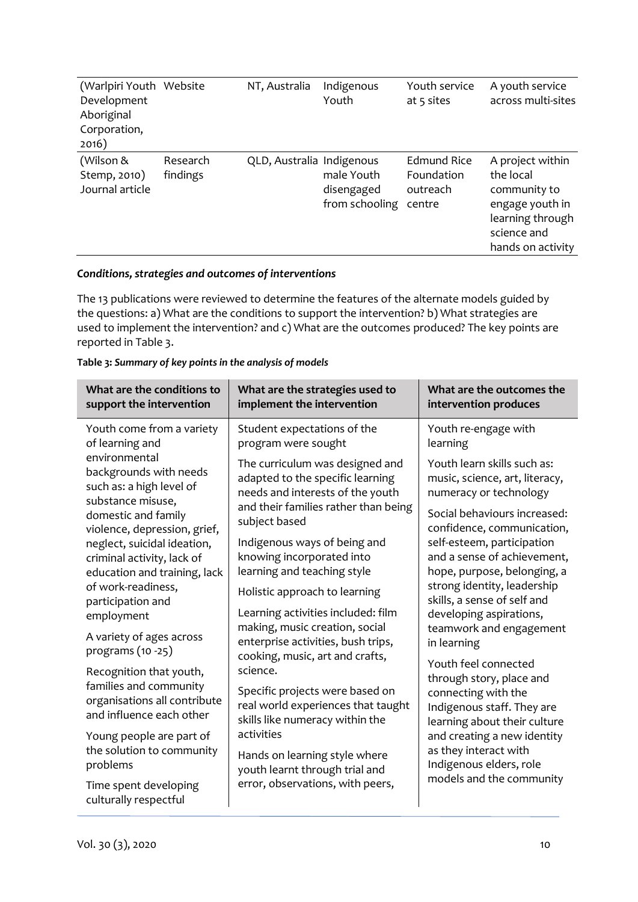| (Warlpiri Youth Development Aboriginal Corporation, 2016) | Website | NT, Australia | Indigenous Youth | Youth service at 5 sites | A youth service across multi-sites |
|---|---|---|---|---|---|
| (Wilson & Stemp, 2010) Journal article | Research findings | QLD, Australia | Indigenous male Youth disengaged from schooling | Edmund Rice Foundation outreach centre | A project within the local community to engage youth in learning through science and hands on activity |

***Conditions, strategies and outcomes of interventions***

The 13 publications were reviewed to determine the features of the alternate models guided by the questions: a) What are the conditions to support the intervention? b) What strategies are used to implement the intervention? and c) What are the outcomes produced? The key points are reported in Table 3.

**Table 3:** ***Summary of key points in the analysis of models***

| What are the conditions to support the intervention | What are the strategies used to implement the intervention | What are the outcomes the intervention produces |
|---|---|---|
| Youth come from a variety of learning and environmental backgrounds with needs such as: a high level of substance misuse, domestic and family violence, depression, grief, neglect, suicidal ideation, criminal activity, lack of education and training, lack of work-readiness, participation and employment<br><br>A variety of ages across programs (10 -25)<br><br>Recognition that youth, families and community organisations all contribute and influence each other<br><br>Young people are part of the solution to community problems<br><br>Time spent developing culturally respectful | Student expectations of the program were sought<br><br>The curriculum was designed and adapted to the specific learning needs and interests of the youth and their families rather than being subject based<br><br>Indigenous ways of being and knowing incorporated into learning and teaching style<br><br>Holistic approach to learning<br><br>Learning activities included: film making, music creation, social enterprise activities, bush trips, cooking, music, art and crafts, science.<br><br>Specific projects were based on real world experiences that taught skills like numeracy within the activities<br><br>Hands on learning style where youth learnt through trial and error, observations, with peers, | Youth re-engage with learning<br><br>Youth learn skills such as: music, science, art, literacy, numeracy or technology<br><br>Social behaviours increased: confidence, communication, self-esteem, participation and a sense of achievement, hope, purpose, belonging, a strong identity, leadership skills, a sense of self and developing aspirations, teamwork and engagement in learning<br><br>Youth feel connected through story, place and connecting with the Indigenous staff. They are learning about their culture and creating a new identity as they interact with Indigenous elders, role models and the community |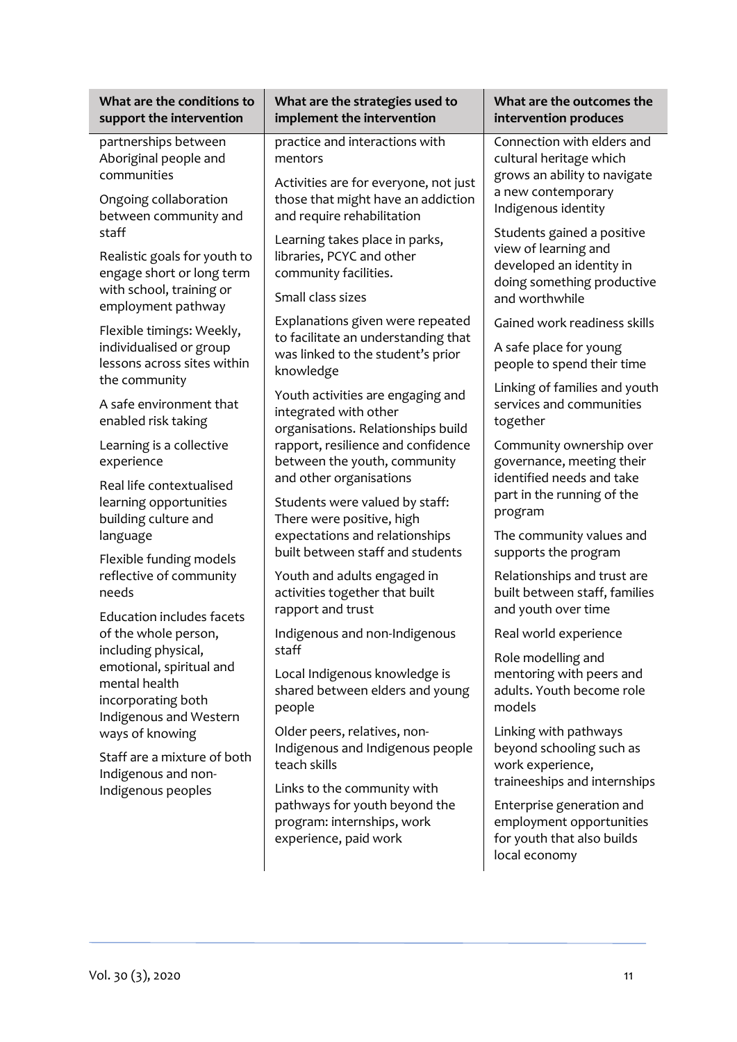| What are the conditions to support the intervention | What are the strategies used to implement the intervention | What are the outcomes the intervention produces |
|---|---|---|
| partnerships between Aboriginal people and communities | practice and interactions with mentors | Connection with elders and cultural heritage which grows an ability to navigate a new contemporary Indigenous identity |
| Ongoing collaboration between community and staff | Activities are for everyone, not just those that might have an addiction and require rehabilitation | Students gained a positive view of learning and developed an identity in doing something productive and worthwhile |
| Realistic goals for youth to engage short or long term with school, training or employment pathway | Learning takes place in parks, libraries, PCYC and other community facilities. | Gained work readiness skills |
| Flexible timings: Weekly, individualised or group lessons across sites within the community | Small class sizes | A safe place for young people to spend their time |
| A safe environment that enabled risk taking | Explanations given were repeated to facilitate an understanding that was linked to the student's prior knowledge | Linking of families and youth services and communities together |
| Learning is a collective experience | Youth activities are engaging and integrated with other organisations. Relationships build rapport, resilience and confidence between the youth, community and other organisations | Community ownership over governance, meeting their identified needs and take part in the running of the program |
| Real life contextualised learning opportunities building culture and language | Students were valued by staff: There were positive, high expectations and relationships built between staff and students | The community values and supports the program |
| Flexible funding models reflective of community needs | Youth and adults engaged in activities together that built rapport and trust | Relationships and trust are built between staff, families and youth over time |
| Education includes facets of the whole person, including physical, emotional, spiritual and mental health incorporating both Indigenous and Western ways of knowing | Indigenous and non-Indigenous staff | Real world experience |
| Staff are a mixture of both Indigenous and non-Indigenous peoples | Local Indigenous knowledge is shared between elders and young people | Role modelling and mentoring with peers and adults. Youth become role models |
| | Older peers, relatives, non-Indigenous and Indigenous people teach skills | Linking with pathways beyond schooling such as work experience, traineeships and internships |
| | Links to the community with pathways for youth beyond the program: internships, work experience, paid work | Enterprise generation and employment opportunities for youth that also builds local economy |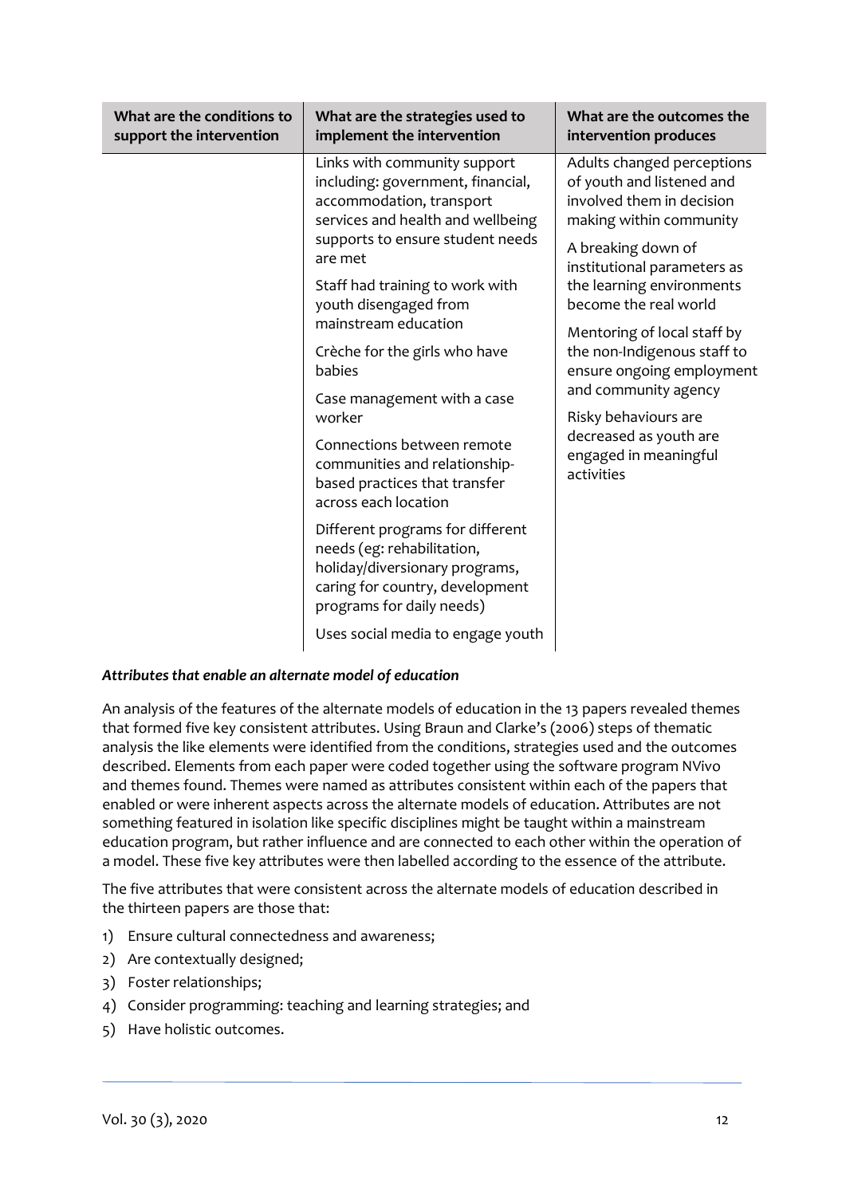| What are the conditions to support the intervention | What are the strategies used to implement the intervention | What are the outcomes the intervention produces |
|---|---|---|
| | Links with community support including: government, financial, accommodation, transport services and health and wellbeing supports to ensure student needs are met<br><br>Staff had training to work with youth disengaged from mainstream education<br><br>Crèche for the girls who have babies<br><br>Case management with a case worker<br><br>Connections between remote communities and relationship-based practices that transfer across each location<br><br>Different programs for different needs (eg: rehabilitation, holiday/diversionary programs, caring for country, development programs for daily needs)<br><br>Uses social media to engage youth | Adults changed perceptions of youth and listened and involved them in decision making within community<br><br>A breaking down of institutional parameters as the learning environments become the real world<br><br>Mentoring of local staff by the non-Indigenous staff to ensure ongoing employment and community agency<br><br>Risky behaviours are decreased as youth are engaged in meaningful activities |

***Attributes that enable an alternate model of education***

An analysis of the features of the alternate models of education in the 13 papers revealed themes that formed five key consistent attributes. Using Braun and Clarke's (2006) steps of thematic analysis the like elements were identified from the conditions, strategies used and the outcomes described. Elements from each paper were coded together using the software program NVivo and themes found. Themes were named as attributes consistent within each of the papers that enabled or were inherent aspects across the alternate models of education. Attributes are not something featured in isolation like specific disciplines might be taught within a mainstream education program, but rather influence and are connected to each other within the operation of a model. These five key attributes were then labelled according to the essence of the attribute.

The five attributes that were consistent across the alternate models of education described in the thirteen papers are those that:

1) Ensure cultural connectedness and awareness;
2) Are contextually designed;
3) Foster relationships;
4) Consider programming: teaching and learning strategies; and
5) Have holistic outcomes.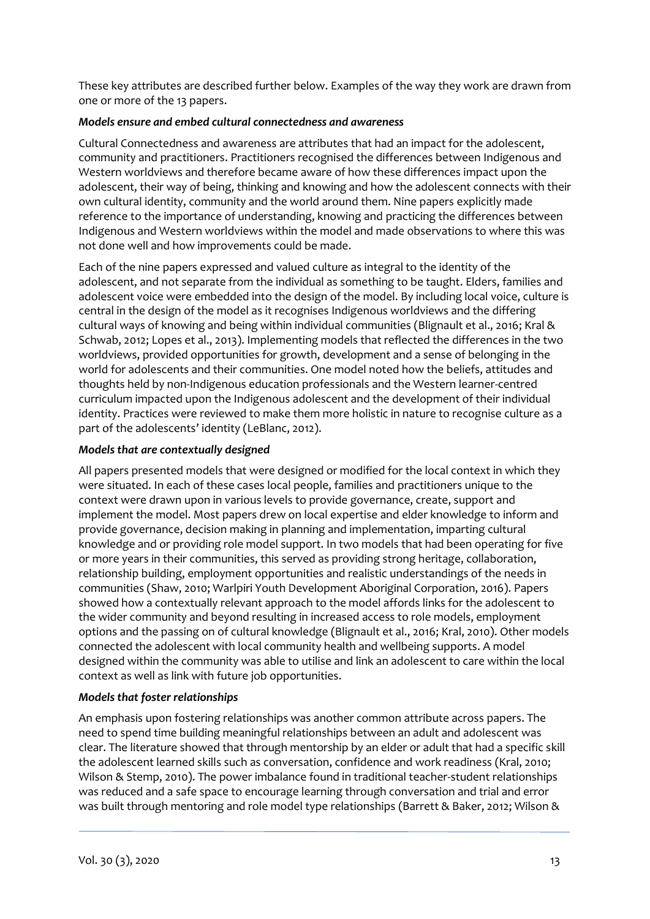These key attributes are described further below. Examples of the way they work are drawn from one or more of the 13 papers.

***Models ensure and embed cultural connectedness and awareness***

Cultural Connectedness and awareness are attributes that had an impact for the adolescent, community and practitioners. Practitioners recognised the differences between Indigenous and Western worldviews and therefore became aware of how these differences impact upon the adolescent, their way of being, thinking and knowing and how the adolescent connects with their own cultural identity, community and the world around them. Nine papers explicitly made reference to the importance of understanding, knowing and practicing the differences between Indigenous and Western worldviews within the model and made observations to where this was not done well and how improvements could be made.

Each of the nine papers expressed and valued culture as integral to the identity of the adolescent, and not separate from the individual as something to be taught. Elders, families and adolescent voice were embedded into the design of the model. By including local voice, culture is central in the design of the model as it recognises Indigenous worldviews and the differing cultural ways of knowing and being within individual communities (Blignault et al., 2016; Kral & Schwab, 2012; Lopes et al., 2013). Implementing models that reflected the differences in the two worldviews, provided opportunities for growth, development and a sense of belonging in the world for adolescents and their communities. One model noted how the beliefs, attitudes and thoughts held by non-Indigenous education professionals and the Western learner-centred curriculum impacted upon the Indigenous adolescent and the development of their individual identity. Practices were reviewed to make them more holistic in nature to recognise culture as a part of the adolescents' identity (LeBlanc, 2012).

***Models that are contextually designed***

All papers presented models that were designed or modified for the local context in which they were situated. In each of these cases local people, families and practitioners unique to the context were drawn upon in various levels to provide governance, create, support and implement the model. Most papers drew on local expertise and elder knowledge to inform and provide governance, decision making in planning and implementation, imparting cultural knowledge and or providing role model support. In two models that had been operating for five or more years in their communities, this served as providing strong heritage, collaboration, relationship building, employment opportunities and realistic understandings of the needs in communities (Shaw, 2010; Warlpiri Youth Development Aboriginal Corporation, 2016). Papers showed how a contextually relevant approach to the model affords links for the adolescent to the wider community and beyond resulting in increased access to role models, employment options and the passing on of cultural knowledge (Blignault et al., 2016; Kral, 2010). Other models connected the adolescent with local community health and wellbeing supports. A model designed within the community was able to utilise and link an adolescent to care within the local context as well as link with future job opportunities.

***Models that foster relationships***

An emphasis upon fostering relationships was another common attribute across papers. The need to spend time building meaningful relationships between an adult and adolescent was clear. The literature showed that through mentorship by an elder or adult that had a specific skill the adolescent learned skills such as conversation, confidence and work readiness (Kral, 2010; Wilson & Stemp, 2010). The power imbalance found in traditional teacher-student relationships was reduced and a safe space to encourage learning through conversation and trial and error was built through mentoring and role model type relationships (Barrett & Baker, 2012; Wilson &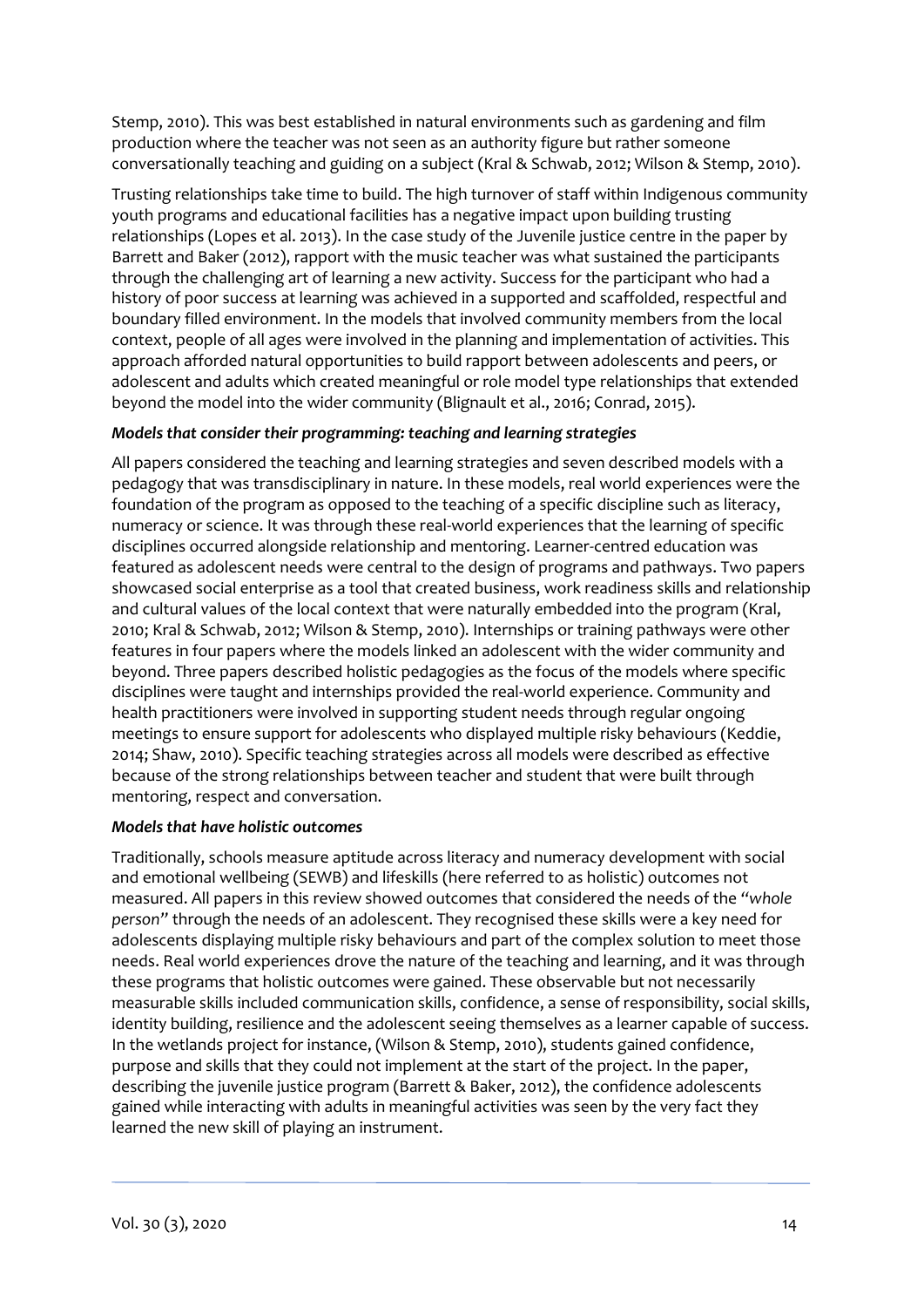Stemp, 2010). This was best established in natural environments such as gardening and film production where the teacher was not seen as an authority figure but rather someone conversationally teaching and guiding on a subject (Kral & Schwab, 2012; Wilson & Stemp, 2010).

Trusting relationships take time to build. The high turnover of staff within Indigenous community youth programs and educational facilities has a negative impact upon building trusting relationships (Lopes et al. 2013). In the case study of the Juvenile justice centre in the paper by Barrett and Baker (2012), rapport with the music teacher was what sustained the participants through the challenging art of learning a new activity. Success for the participant who had a history of poor success at learning was achieved in a supported and scaffolded, respectful and boundary filled environment. In the models that involved community members from the local context, people of all ages were involved in the planning and implementation of activities. This approach afforded natural opportunities to build rapport between adolescents and peers, or adolescent and adults which created meaningful or role model type relationships that extended beyond the model into the wider community (Blignault et al., 2016; Conrad, 2015).

### *Models that consider their programming: teaching and learning strategies*

All papers considered the teaching and learning strategies and seven described models with a pedagogy that was transdisciplinary in nature. In these models, real world experiences were the foundation of the program as opposed to the teaching of a specific discipline such as literacy, numeracy or science. It was through these real-world experiences that the learning of specific disciplines occurred alongside relationship and mentoring. Learner-centred education was featured as adolescent needs were central to the design of programs and pathways. Two papers showcased social enterprise as a tool that created business, work readiness skills and relationship and cultural values of the local context that were naturally embedded into the program (Kral, 2010; Kral & Schwab, 2012; Wilson & Stemp, 2010). Internships or training pathways were other features in four papers where the models linked an adolescent with the wider community and beyond. Three papers described holistic pedagogies as the focus of the models where specific disciplines were taught and internships provided the real-world experience. Community and health practitioners were involved in supporting student needs through regular ongoing meetings to ensure support for adolescents who displayed multiple risky behaviours (Keddie, 2014; Shaw, 2010). Specific teaching strategies across all models were described as effective because of the strong relationships between teacher and student that were built through mentoring, respect and conversation.

### *Models that have holistic outcomes*

Traditionally, schools measure aptitude across literacy and numeracy development with social and emotional wellbeing (SEWB) and lifeskills (here referred to as holistic) outcomes not measured. All papers in this review showed outcomes that considered the needs of the "*whole person*" through the needs of an adolescent. They recognised these skills were a key need for adolescents displaying multiple risky behaviours and part of the complex solution to meet those needs. Real world experiences drove the nature of the teaching and learning, and it was through these programs that holistic outcomes were gained. These observable but not necessarily measurable skills included communication skills, confidence, a sense of responsibility, social skills, identity building, resilience and the adolescent seeing themselves as a learner capable of success. In the wetlands project for instance, (Wilson & Stemp, 2010), students gained confidence, purpose and skills that they could not implement at the start of the project. In the paper, describing the juvenile justice program (Barrett & Baker, 2012), the confidence adolescents gained while interacting with adults in meaningful activities was seen by the very fact they learned the new skill of playing an instrument.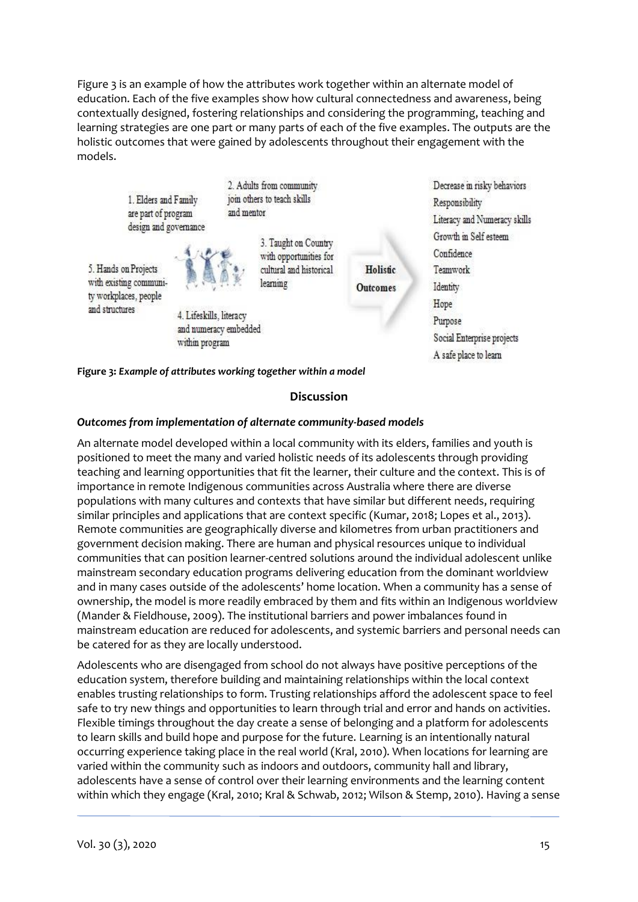Figure 3 is an example of how the attributes work together within an alternate model of education. Each of the five examples show how cultural connectedness and awareness, being contextually designed, fostering relationships and considering the programming, teaching and learning strategies are one part or many parts of each of the five examples. The outputs are the holistic outcomes that were gained by adolescents throughout their engagement with the models.

1. Elders and Family are part of program design and governance
2. Adults from community join others to teach skills and mentor
3. Taught on Country with opportunities for cultural and historical learning
4. Lifeskills, literacy and numeracy embedded within program
5. Hands on Projects with existing community workplaces, people and structures

**Holistic Outcomes**

- Decrease in risky behaviors
- Responsibility
- Literacy and Numeracy skills
- Growth in Self esteem
- Confidence
- Teamwork
- Identity
- Hope
- Purpose
- Social Enterprise projects
- A safe place to learn

**Figure 3:** *Example of attributes working together within a model*

## Discussion

### *Outcomes from implementation of alternate community-based models*

An alternate model developed within a local community with its elders, families and youth is positioned to meet the many and varied holistic needs of its adolescents through providing teaching and learning opportunities that fit the learner, their culture and the context. This is of importance in remote Indigenous communities across Australia where there are diverse populations with many cultures and contexts that have similar but different needs, requiring similar principles and applications that are context specific (Kumar, 2018; Lopes et al., 2013). Remote communities are geographically diverse and kilometres from urban practitioners and government decision making. There are human and physical resources unique to individual communities that can position learner-centred solutions around the individual adolescent unlike mainstream secondary education programs delivering education from the dominant worldview and in many cases outside of the adolescents' home location. When a community has a sense of ownership, the model is more readily embraced by them and fits within an Indigenous worldview (Mander & Fieldhouse, 2009). The institutional barriers and power imbalances found in mainstream education are reduced for adolescents, and systemic barriers and personal needs can be catered for as they are locally understood.

Adolescents who are disengaged from school do not always have positive perceptions of the education system, therefore building and maintaining relationships within the local context enables trusting relationships to form. Trusting relationships afford the adolescent space to feel safe to try new things and opportunities to learn through trial and error and hands on activities. Flexible timings throughout the day create a sense of belonging and a platform for adolescents to learn skills and build hope and purpose for the future. Learning is an intentionally natural occurring experience taking place in the real world (Kral, 2010). When locations for learning are varied within the community such as indoors and outdoors, community hall and library, adolescents have a sense of control over their learning environments and the learning content within which they engage (Kral, 2010; Kral & Schwab, 2012; Wilson & Stemp, 2010). Having a sense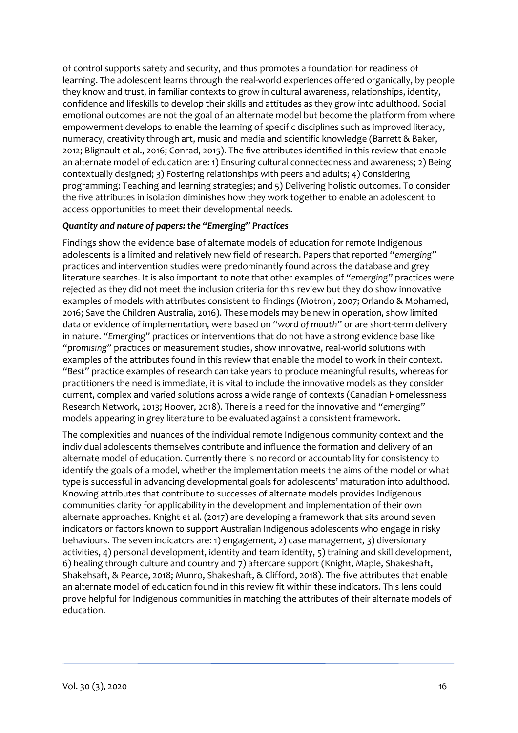of control supports safety and security, and thus promotes a foundation for readiness of learning. The adolescent learns through the real-world experiences offered organically, by people they know and trust, in familiar contexts to grow in cultural awareness, relationships, identity, confidence and lifeskills to develop their skills and attitudes as they grow into adulthood. Social emotional outcomes are not the goal of an alternate model but become the platform from where empowerment develops to enable the learning of specific disciplines such as improved literacy, numeracy, creativity through art, music and media and scientific knowledge (Barrett & Baker, 2012; Blignault et al., 2016; Conrad, 2015). The five attributes identified in this review that enable an alternate model of education are: 1) Ensuring cultural connectedness and awareness; 2) Being contextually designed; 3) Fostering relationships with peers and adults; 4) Considering programming: Teaching and learning strategies; and 5) Delivering holistic outcomes. To consider the five attributes in isolation diminishes how they work together to enable an adolescent to access opportunities to meet their developmental needs.

***Quantity and nature of papers: the "Emerging" Practices***

Findings show the evidence base of alternate models of education for remote Indigenous adolescents is a limited and relatively new field of research. Papers that reported "*emerging*" practices and intervention studies were predominantly found across the database and grey literature searches. It is also important to note that other examples of "*emerging*" practices were rejected as they did not meet the inclusion criteria for this review but they do show innovative examples of models with attributes consistent to findings (Motroni, 2007; Orlando & Mohamed, 2016; Save the Children Australia, 2016). These models may be new in operation, show limited data or evidence of implementation, were based on "*word of mouth*" or are short-term delivery in nature. "*Emerging*" practices or interventions that do not have a strong evidence base like "*promising*" practices or measurement studies, show innovative, real-world solutions with examples of the attributes found in this review that enable the model to work in their context. "*Best*" practice examples of research can take years to produce meaningful results, whereas for practitioners the need is immediate, it is vital to include the innovative models as they consider current, complex and varied solutions across a wide range of contexts (Canadian Homelessness Research Network, 2013; Hoover, 2018). There is a need for the innovative and "*emerging*" models appearing in grey literature to be evaluated against a consistent framework.

The complexities and nuances of the individual remote Indigenous community context and the individual adolescents themselves contribute and influence the formation and delivery of an alternate model of education. Currently there is no record or accountability for consistency to identify the goals of a model, whether the implementation meets the aims of the model or what type is successful in advancing developmental goals for adolescents' maturation into adulthood. Knowing attributes that contribute to successes of alternate models provides Indigenous communities clarity for applicability in the development and implementation of their own alternate approaches. Knight et al. (2017) are developing a framework that sits around seven indicators or factors known to support Australian Indigenous adolescents who engage in risky behaviours. The seven indicators are: 1) engagement, 2) case management, 3) diversionary activities, 4) personal development, identity and team identity, 5) training and skill development, 6) healing through culture and country and 7) aftercare support (Knight, Maple, Shakeshaft, Shakehsaft, & Pearce, 2018; Munro, Shakeshaft, & Clifford, 2018). The five attributes that enable an alternate model of education found in this review fit within these indicators. This lens could prove helpful for Indigenous communities in matching the attributes of their alternate models of education.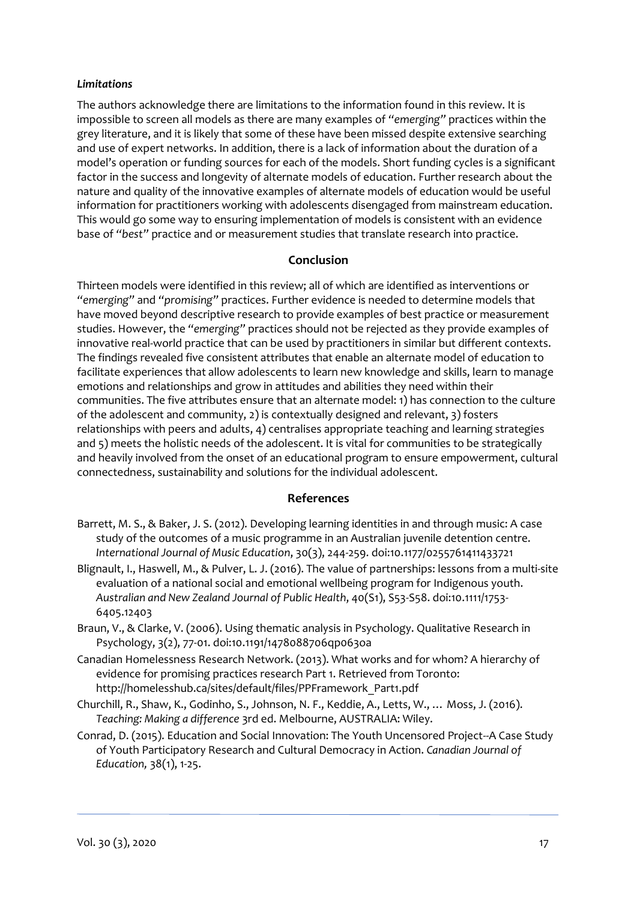*Limitations*

The authors acknowledge there are limitations to the information found in this review. It is impossible to screen all models as there are many examples of "*emerging*" practices within the grey literature, and it is likely that some of these have been missed despite extensive searching and use of expert networks. In addition, there is a lack of information about the duration of a model's operation or funding sources for each of the models. Short funding cycles is a significant factor in the success and longevity of alternate models of education. Further research about the nature and quality of the innovative examples of alternate models of education would be useful information for practitioners working with adolescents disengaged from mainstream education. This would go some way to ensuring implementation of models is consistent with an evidence base of "*best*" practice and or measurement studies that translate research into practice.

## Conclusion

Thirteen models were identified in this review; all of which are identified as interventions or "*emerging*" and "*promising*" practices. Further evidence is needed to determine models that have moved beyond descriptive research to provide examples of best practice or measurement studies. However, the "*emerging*" practices should not be rejected as they provide examples of innovative real-world practice that can be used by practitioners in similar but different contexts. The findings revealed five consistent attributes that enable an alternate model of education to facilitate experiences that allow adolescents to learn new knowledge and skills, learn to manage emotions and relationships and grow in attitudes and abilities they need within their communities. The five attributes ensure that an alternate model: 1) has connection to the culture of the adolescent and community, 2) is contextually designed and relevant, 3) fosters relationships with peers and adults, 4) centralises appropriate teaching and learning strategies and 5) meets the holistic needs of the adolescent. It is vital for communities to be strategically and heavily involved from the onset of an educational program to ensure empowerment, cultural connectedness, sustainability and solutions for the individual adolescent.

## References

Barrett, M. S., & Baker, J. S. (2012). Developing learning identities in and through music: A case study of the outcomes of a music programme in an Australian juvenile detention centre. *International Journal of Music Education*, 30(3), 244-259. doi:10.1177/0255761411433721

Blignault, I., Haswell, M., & Pulver, L. J. (2016). The value of partnerships: lessons from a multi-site evaluation of a national social and emotional wellbeing program for Indigenous youth. *Australian and New Zealand Journal of Public Health*, 40(S1), S53-S58. doi:10.1111/1753-6405.12403

Braun, V., & Clarke, V. (2006). Using thematic analysis in Psychology. Qualitative Research in Psychology, 3(2), 77-01. doi:10.1191/1478088706qp063oa

Canadian Homelessness Research Network. (2013). What works and for whom? A hierarchy of evidence for promising practices research Part 1. Retrieved from Toronto: http://homelesshub.ca/sites/default/files/PPFramework_Part1.pdf

Churchill, R., Shaw, K., Godinho, S., Johnson, N. F., Keddie, A., Letts, W., … Moss, J. (2016). *Teaching: Making a difference* 3rd ed. Melbourne, AUSTRALIA: Wiley.

Conrad, D. (2015). Education and Social Innovation: The Youth Uncensored Project--A Case Study of Youth Participatory Research and Cultural Democracy in Action. *Canadian Journal of Education,* 38(1), 1-25.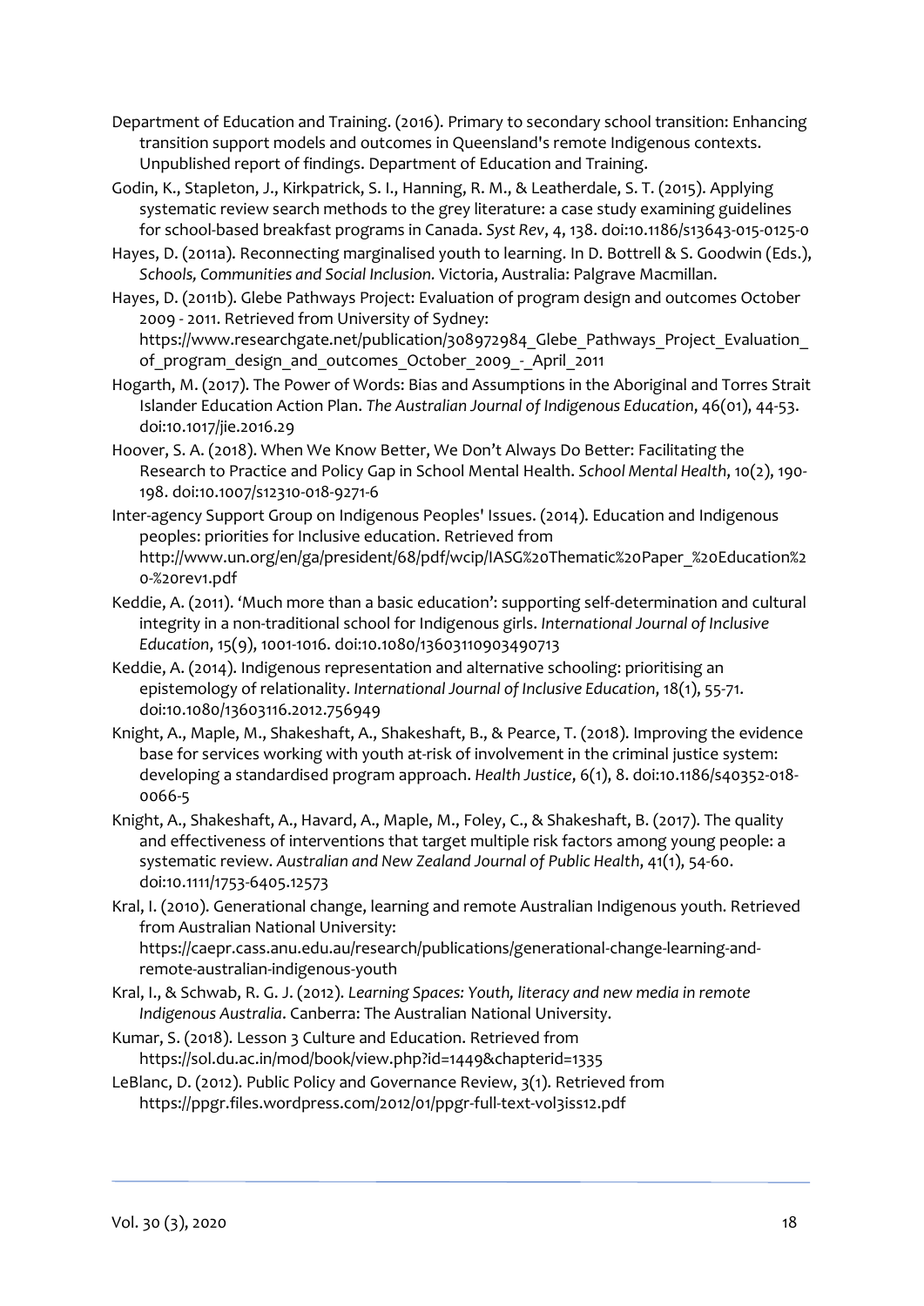Department of Education and Training. (2016). Primary to secondary school transition: Enhancing transition support models and outcomes in Queensland's remote Indigenous contexts. Unpublished report of findings. Department of Education and Training.

Godin, K., Stapleton, J., Kirkpatrick, S. I., Hanning, R. M., & Leatherdale, S. T. (2015). Applying systematic review search methods to the grey literature: a case study examining guidelines for school-based breakfast programs in Canada. *Syst Rev*, 4, 138. doi:10.1186/s13643-015-0125-0

Hayes, D. (2011a). Reconnecting marginalised youth to learning. In D. Bottrell & S. Goodwin (Eds.), *Schools, Communities and Social Inclusion.* Victoria, Australia: Palgrave Macmillan.

Hayes, D. (2011b). Glebe Pathways Project: Evaluation of program design and outcomes October 2009 - 2011. Retrieved from University of Sydney: https://www.researchgate.net/publication/308972984_Glebe_Pathways_Project_Evaluation_of_program_design_and_outcomes_October_2009_-_April_2011

Hogarth, M. (2017). The Power of Words: Bias and Assumptions in the Aboriginal and Torres Strait Islander Education Action Plan. *The Australian Journal of Indigenous Education*, 46(01), 44-53. doi:10.1017/jie.2016.29

Hoover, S. A. (2018). When We Know Better, We Don't Always Do Better: Facilitating the Research to Practice and Policy Gap in School Mental Health. *School Mental Health*, 10(2), 190-198. doi:10.1007/s12310-018-9271-6

Inter-agency Support Group on Indigenous Peoples' Issues. (2014). Education and Indigenous peoples: priorities for Inclusive education. Retrieved from http://www.un.org/en/ga/president/68/pdf/wcip/IASG%20Thematic%20Paper_%20Education%20-%20rev1.pdf

Keddie, A. (2011). 'Much more than a basic education': supporting self-determination and cultural integrity in a non-traditional school for Indigenous girls. *International Journal of Inclusive Education*, 15(9), 1001-1016. doi:10.1080/13603110903490713

Keddie, A. (2014). Indigenous representation and alternative schooling: prioritising an epistemology of relationality. *International Journal of Inclusive Education*, 18(1), 55-71. doi:10.1080/13603116.2012.756949

Knight, A., Maple, M., Shakeshaft, A., Shakeshaft, B., & Pearce, T. (2018). Improving the evidence base for services working with youth at-risk of involvement in the criminal justice system: developing a standardised program approach. *Health Justice*, 6(1), 8. doi:10.1186/s40352-018-0066-5

Knight, A., Shakeshaft, A., Havard, A., Maple, M., Foley, C., & Shakeshaft, B. (2017). The quality and effectiveness of interventions that target multiple risk factors among young people: a systematic review. *Australian and New Zealand Journal of Public Health*, 41(1), 54-60. doi:10.1111/1753-6405.12573

Kral, I. (2010). Generational change, learning and remote Australian Indigenous youth. Retrieved from Australian National University: https://caepr.cass.anu.edu.au/research/publications/generational-change-learning-and-remote-australian-indigenous-youth

Kral, I., & Schwab, R. G. J. (2012). *Learning Spaces: Youth, literacy and new media in remote Indigenous Australia*. Canberra: The Australian National University.

Kumar, S. (2018). Lesson 3 Culture and Education. Retrieved from https://sol.du.ac.in/mod/book/view.php?id=1449&chapterid=1335

LeBlanc, D. (2012). Public Policy and Governance Review, 3(1). Retrieved from https://ppgr.files.wordpress.com/2012/01/ppgr-full-text-vol3iss12.pdf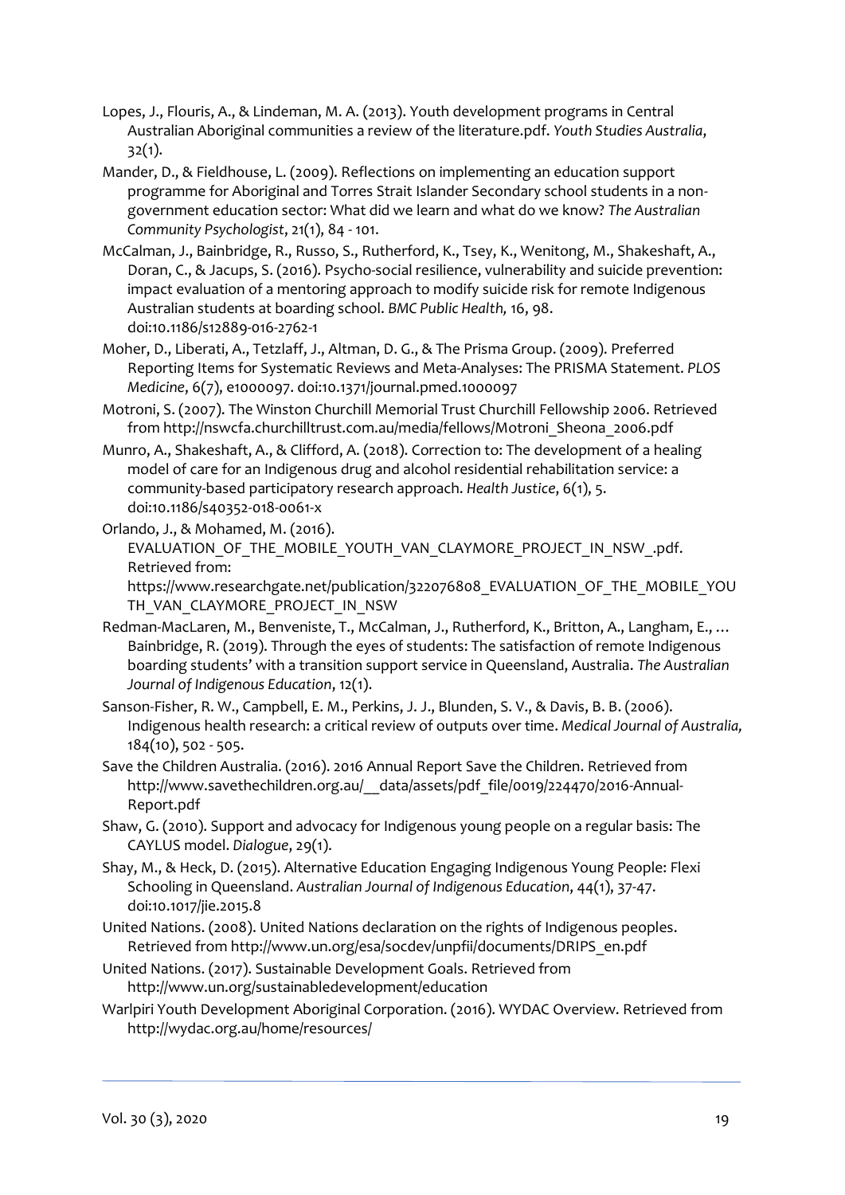Lopes, J., Flouris, A., & Lindeman, M. A. (2013). Youth development programs in Central Australian Aboriginal communities a review of the literature.pdf. *Youth Studies Australia*, 32(1).

Mander, D., & Fieldhouse, L. (2009). Reflections on implementing an education support programme for Aboriginal and Torres Strait Islander Secondary school students in a non-government education sector: What did we learn and what do we know? *The Australian Community Psychologist*, 21(1), 84 - 101.

McCalman, J., Bainbridge, R., Russo, S., Rutherford, K., Tsey, K., Wenitong, M., Shakeshaft, A., Doran, C., & Jacups, S. (2016). Psycho-social resilience, vulnerability and suicide prevention: impact evaluation of a mentoring approach to modify suicide risk for remote Indigenous Australian students at boarding school. *BMC Public Health,* 16, 98. doi:10.1186/s12889-016-2762-1

Moher, D., Liberati, A., Tetzlaff, J., Altman, D. G., & The Prisma Group. (2009). Preferred Reporting Items for Systematic Reviews and Meta-Analyses: The PRISMA Statement. *PLOS Medicine*, 6(7), e1000097. doi:10.1371/journal.pmed.1000097

Motroni, S. (2007). The Winston Churchill Memorial Trust Churchill Fellowship 2006. Retrieved from http://nswcfa.churchilltrust.com.au/media/fellows/Motroni_Sheona_2006.pdf

Munro, A., Shakeshaft, A., & Clifford, A. (2018). Correction to: The development of a healing model of care for an Indigenous drug and alcohol residential rehabilitation service: a community-based participatory research approach. *Health Justice*, 6(1), 5. doi:10.1186/s40352-018-0061-x

Orlando, J., & Mohamed, M. (2016). EVALUATION_OF_THE_MOBILE_YOUTH_VAN_CLAYMORE_PROJECT_IN_NSW_.pdf. Retrieved from: https://www.researchgate.net/publication/322076808_EVALUATION_OF_THE_MOBILE_YOUTH_VAN_CLAYMORE_PROJECT_IN_NSW

Redman-MacLaren, M., Benveniste, T., McCalman, J., Rutherford, K., Britton, A., Langham, E., … Bainbridge, R. (2019). Through the eyes of students: The satisfaction of remote Indigenous boarding students' with a transition support service in Queensland, Australia. *The Australian Journal of Indigenous Education*, 12(1).

Sanson-Fisher, R. W., Campbell, E. M., Perkins, J. J., Blunden, S. V., & Davis, B. B. (2006). Indigenous health research: a critical review of outputs over time. *Medical Journal of Australia,* 184(10), 502 - 505.

Save the Children Australia. (2016). 2016 Annual Report Save the Children. Retrieved from http://www.savethechildren.org.au/__data/assets/pdf_file/0019/224470/2016-Annual-Report.pdf

Shaw, G. (2010). Support and advocacy for Indigenous young people on a regular basis: The CAYLUS model. *Dialogue*, 29(1).

Shay, M., & Heck, D. (2015). Alternative Education Engaging Indigenous Young People: Flexi Schooling in Queensland. *Australian Journal of Indigenous Education*, 44(1), 37-47. doi:10.1017/jie.2015.8

United Nations. (2008). United Nations declaration on the rights of Indigenous peoples. Retrieved from http://www.un.org/esa/socdev/unpfii/documents/DRIPS_en.pdf

United Nations. (2017). Sustainable Development Goals. Retrieved from http://www.un.org/sustainabledevelopment/education

Warlpiri Youth Development Aboriginal Corporation. (2016). WYDAC Overview. Retrieved from http://wydac.org.au/home/resources/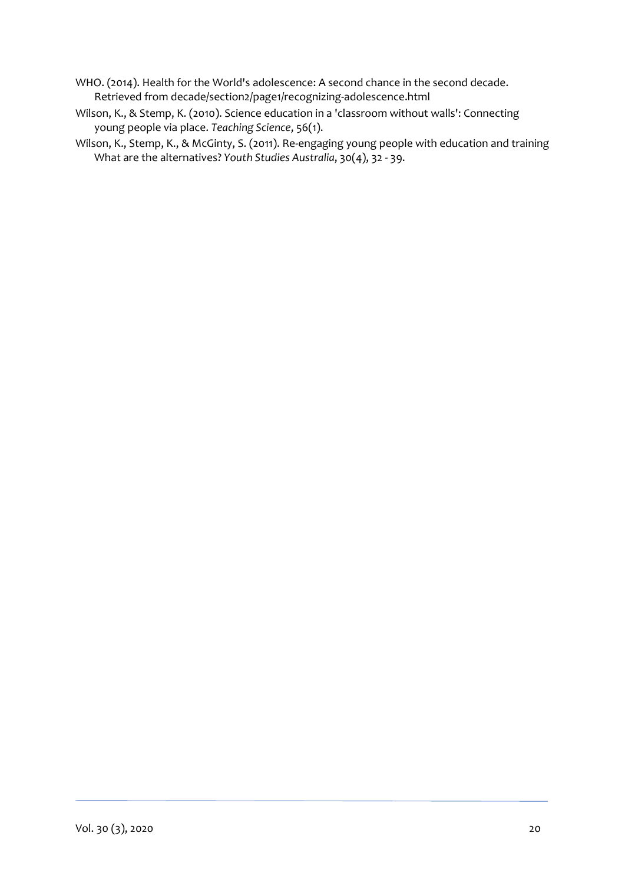WHO. (2014). Health for the World's adolescence: A second chance in the second decade. Retrieved from decade/section2/page1/recognizing-adolescence.html

Wilson, K., & Stemp, K. (2010). Science education in a 'classroom without walls': Connecting young people via place. *Teaching Science*, 56(1).

Wilson, K., Stemp, K., & McGinty, S. (2011). Re-engaging young people with education and training What are the alternatives? *Youth Studies Australia*, 30(4), 32 - 39.